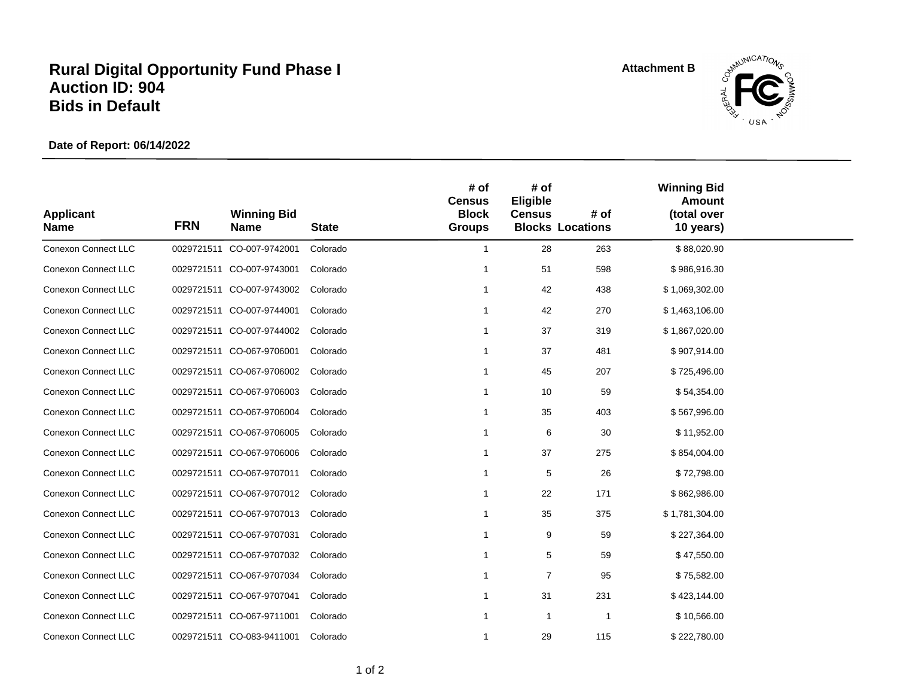# Rural Digital Opportunity Fund Phase I
# Auction ID: 904
# Bids in Default

**Attachment B**

**Date of Report: 06/14/2022**

| Applicant Name | FRN | Winning Bid Name | State | # of Census Block Groups | # of Eligible Census Blocks | # of Locations | Winning Bid Amount (total over 10 years) |
|---|---|---|---|---|---|---|---|
| Conexon Connect LLC | 0029721511 | CO-007-9742001 | Colorado | 1 | 28 | 263 | $ 88,020.90 |
| Conexon Connect LLC | 0029721511 | CO-007-9743001 | Colorado | 1 | 51 | 598 | $ 986,916.30 |
| Conexon Connect LLC | 0029721511 | CO-007-9743002 | Colorado | 1 | 42 | 438 | $ 1,069,302.00 |
| Conexon Connect LLC | 0029721511 | CO-007-9744001 | Colorado | 1 | 42 | 270 | $ 1,463,106.00 |
| Conexon Connect LLC | 0029721511 | CO-007-9744002 | Colorado | 1 | 37 | 319 | $ 1,867,020.00 |
| Conexon Connect LLC | 0029721511 | CO-067-9706001 | Colorado | 1 | 37 | 481 | $ 907,914.00 |
| Conexon Connect LLC | 0029721511 | CO-067-9706002 | Colorado | 1 | 45 | 207 | $ 725,496.00 |
| Conexon Connect LLC | 0029721511 | CO-067-9706003 | Colorado | 1 | 10 | 59 | $ 54,354.00 |
| Conexon Connect LLC | 0029721511 | CO-067-9706004 | Colorado | 1 | 35 | 403 | $ 567,996.00 |
| Conexon Connect LLC | 0029721511 | CO-067-9706005 | Colorado | 1 | 6 | 30 | $ 11,952.00 |
| Conexon Connect LLC | 0029721511 | CO-067-9706006 | Colorado | 1 | 37 | 275 | $ 854,004.00 |
| Conexon Connect LLC | 0029721511 | CO-067-9707011 | Colorado | 1 | 5 | 26 | $ 72,798.00 |
| Conexon Connect LLC | 0029721511 | CO-067-9707012 | Colorado | 1 | 22 | 171 | $ 862,986.00 |
| Conexon Connect LLC | 0029721511 | CO-067-9707013 | Colorado | 1 | 35 | 375 | $ 1,781,304.00 |
| Conexon Connect LLC | 0029721511 | CO-067-9707031 | Colorado | 1 | 9 | 59 | $ 227,364.00 |
| Conexon Connect LLC | 0029721511 | CO-067-9707032 | Colorado | 1 | 5 | 59 | $ 47,550.00 |
| Conexon Connect LLC | 0029721511 | CO-067-9707034 | Colorado | 1 | 7 | 95 | $ 75,582.00 |
| Conexon Connect LLC | 0029721511 | CO-067-9707041 | Colorado | 1 | 31 | 231 | $ 423,144.00 |
| Conexon Connect LLC | 0029721511 | CO-067-9711001 | Colorado | 1 | 1 | 1 | $ 10,566.00 |
| Conexon Connect LLC | 0029721511 | CO-083-9411001 | Colorado | 1 | 29 | 115 | $ 222,780.00 |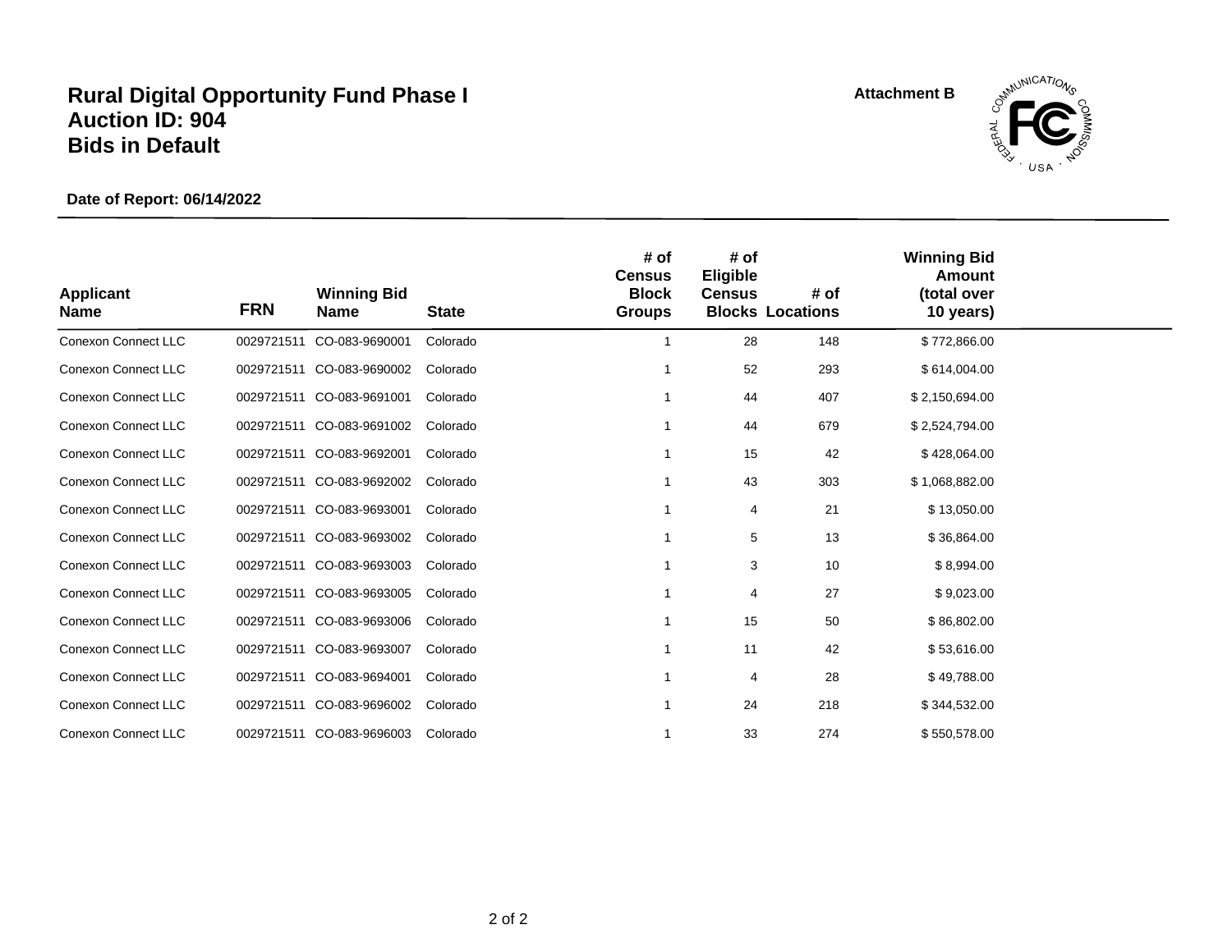# Rural Digital Opportunity Fund Phase I
# Auction ID: 904
# Bids in Default

**Attachment B**

**Date of Report: 06/14/2022**

| Applicant Name | FRN | Winning Bid Name | State | # of Census Block Groups | # of Eligible Census Blocks | # of Locations | Winning Bid Amount (total over 10 years) |
|---|---|---|---|---|---|---|---|
| Conexon Connect LLC | 0029721511 | CO-083-9690001 | Colorado | 1 | 28 | 148 | $ 772,866.00 |
| Conexon Connect LLC | 0029721511 | CO-083-9690002 | Colorado | 1 | 52 | 293 | $ 614,004.00 |
| Conexon Connect LLC | 0029721511 | CO-083-9691001 | Colorado | 1 | 44 | 407 | $ 2,150,694.00 |
| Conexon Connect LLC | 0029721511 | CO-083-9691002 | Colorado | 1 | 44 | 679 | $ 2,524,794.00 |
| Conexon Connect LLC | 0029721511 | CO-083-9692001 | Colorado | 1 | 15 | 42 | $ 428,064.00 |
| Conexon Connect LLC | 0029721511 | CO-083-9692002 | Colorado | 1 | 43 | 303 | $ 1,068,882.00 |
| Conexon Connect LLC | 0029721511 | CO-083-9693001 | Colorado | 1 | 4 | 21 | $ 13,050.00 |
| Conexon Connect LLC | 0029721511 | CO-083-9693002 | Colorado | 1 | 5 | 13 | $ 36,864.00 |
| Conexon Connect LLC | 0029721511 | CO-083-9693003 | Colorado | 1 | 3 | 10 | $ 8,994.00 |
| Conexon Connect LLC | 0029721511 | CO-083-9693005 | Colorado | 1 | 4 | 27 | $ 9,023.00 |
| Conexon Connect LLC | 0029721511 | CO-083-9693006 | Colorado | 1 | 15 | 50 | $ 86,802.00 |
| Conexon Connect LLC | 0029721511 | CO-083-9693007 | Colorado | 1 | 11 | 42 | $ 53,616.00 |
| Conexon Connect LLC | 0029721511 | CO-083-9694001 | Colorado | 1 | 4 | 28 | $ 49,788.00 |
| Conexon Connect LLC | 0029721511 | CO-083-9696002 | Colorado | 1 | 24 | 218 | $ 344,532.00 |
| Conexon Connect LLC | 0029721511 | CO-083-9696003 | Colorado | 1 | 33 | 274 | $ 550,578.00 |